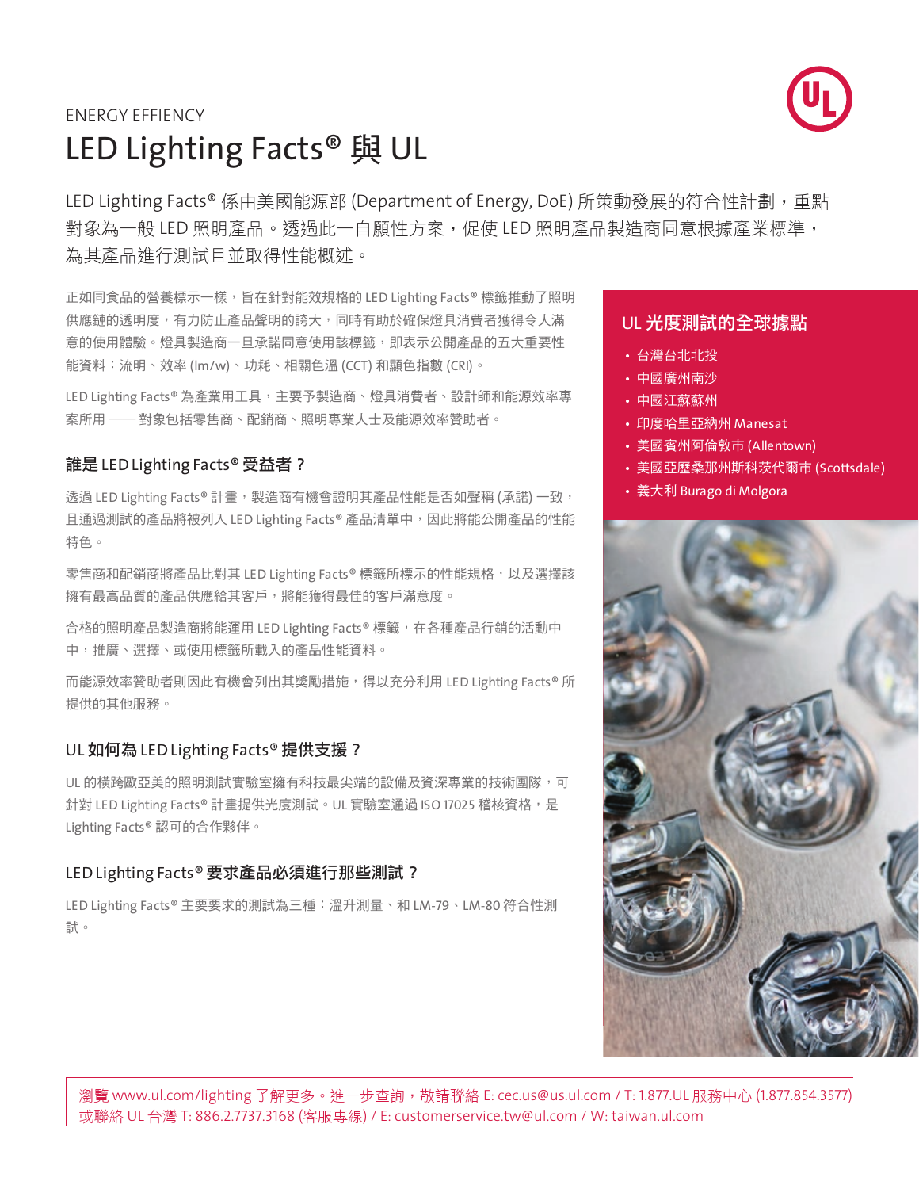ENERGY EFFIENCY

# LED Lighting Facts® 與 UL

LED Lighting Facts® 係由美國能源部 (Department of Energy, DoE) 所策動發展的符合性計劃，重點對象為一般 LED 照明產品。透過此一自願性方案，促使 LED 照明產品製造商同意根據產業標準，為其產品進行測試且並取得性能概述。

正如同食品的營養標示一樣，旨在針對能效規格的 LED Lighting Facts® 標籤推動了照明供應鏈的透明度，有力防止產品聲明的誇大，同時有助於確保燈具消費者獲得令人滿意的使用體驗。燈具製造商一旦承諾同意使用該標籤，即表示公開產品的五大重要性能資料：流明、效率 (lm/w)、功耗、相關色溫 (CCT) 和顯色指數 (CRI)。

LED Lighting Facts® 為產業用工具，主要予製造商、燈具消費者、設計師和能源效率專案所用 —— 對象包括零售商、配銷商、照明專業人士及能源效率贊助者。

## 誰是 LED Lighting Facts® 受益者？

透過 LED Lighting Facts® 計畫，製造商有機會證明其產品性能是否如聲稱 (承諾) 一致，且通過測試的產品將被列入 LED Lighting Facts® 產品清單中，因此將能公開產品的性能特色。

零售商和配銷商將產品比對其 LED Lighting Facts® 標籤所標示的性能規格，以及選擇該擁有最高品質的產品供應給其客戶，將能獲得最佳的客戶滿意度。

合格的照明產品製造商將能運用 LED Lighting Facts® 標籤，在各種產品行銷的活動中中，推廣、選擇、或使用標籤所載入的產品性能資料。

而能源效率贊助者則因此有機會列出其獎勵措施，得以充分利用 LED Lighting Facts® 所提供的其他服務。

## UL 如何為 LED Lighting Facts® 提供支援？

UL 的橫跨歐亞美的照明測試實驗室擁有科技最尖端的設備及資深專業的技術團隊，可針對 LED Lighting Facts® 計畫提供光度測試。UL 實驗室通過 ISO 17025 稽核資格，是 Lighting Facts® 認可的合作夥伴。

## LED Lighting Facts® 要求產品必須進行那些測試？

LED Lighting Facts® 主要要求的測試為三種：溫升測量、和 LM-79、LM-80 符合性測試。

## UL 光度測試的全球據點

- 台灣台北北投
- 中國廣州南沙
- 中國江蘇蘇州
- 印度哈里亞納州 Manesat
- 美國賓州阿倫敦市 (Allentown)
- 美國亞歷桑那州斯科茨代爾市 (Scottsdale)
- 義大利 Burago di Molgora

瀏覽 www.ul.com/lighting 了解更多。進一步查詢，敬請聯絡 E: cec.us@us.ul.com / T: 1.877.UL 服務中心 (1.877.854.3577) 或聯絡 UL 台灣 T: 886.2.7737.3168 (客服專線) / E: customerservice.tw@ul.com / W: taiwan.ul.com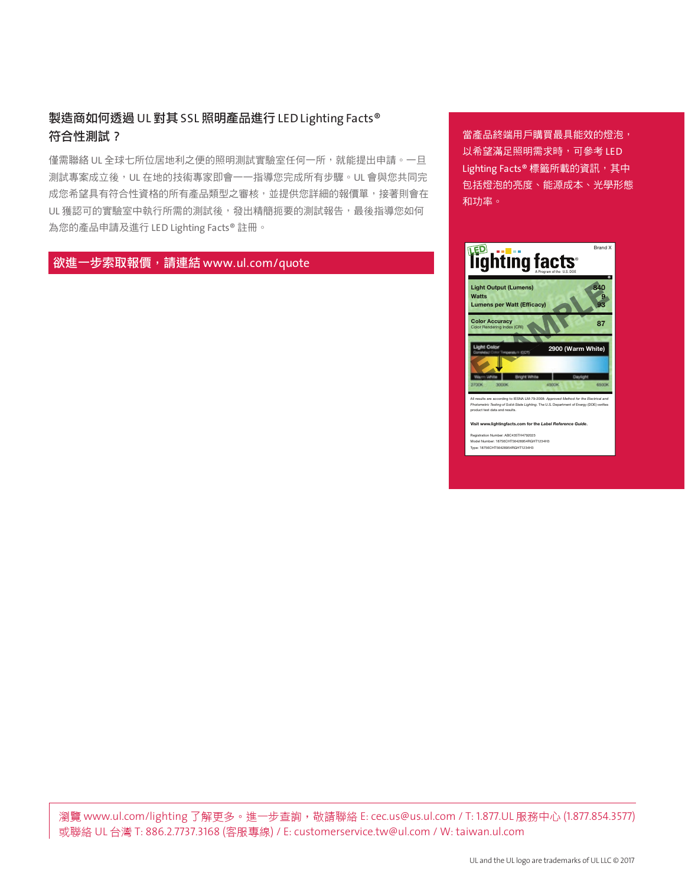## 製造商如何透過 UL 對其 SSL 照明產品進行 LED Lighting Facts® 符合性測試？

僅需聯絡 UL 全球七所位居地利之便的照明測試實驗室任何一所，就能提出申請。一旦測試專案成立後，UL 在地的技術專家即會一一指導您完成所有步驟。UL 會與您共同完成您希望具有符合性資格的所有產品類型之審核，並提供您詳細的報價單，接著則會在 UL 獲認可的實驗室中執行所需的測試後，發出精簡扼要的測試報告，最後指導您如何為您的產品申請及進行 LED Lighting Facts® 註冊。

**欲進一步索取報價，請連結 www.ul.com/quote**

當產品終端用戶購買最具能效的燈泡，以希望滿足照明需求時，可參考 LED Lighting Facts® 標籤所載的資訊，其中包括燈泡的亮度、能源成本、光學形態和功率。

LED lighting facts®
A Program of the U.S. DOE
Brand X

Light Output (Lumens) 840
Watts 9
Lumens per Watt (Efficacy) 93

Color Accuracy
Color Rendering Index (CRI) 87

Light Color
Correlated Color Temperature (CCT) 2900 (Warm White)

Warm White | Bright White | Daylight
2700K 3000K 4500K 6500K

EXAMPLE

All results are according to IESNA LM-79-2008: *Approved Method for the Electrical and Photometric Testing of Solid-State Lighting*. The U.S. Department of Energy (DOE) verifies product test data and results.

Visit www.lightingfacts.com for the *Label Reference Guide*.

Registration Number: ABC435TH4792023
Model Number: 18756CHT56428954RGHT1234H3
Type: 18756CHT56428954RGHT1234H3

瀏覽 www.ul.com/lighting 了解更多。進一步查詢，敬請聯絡 E: cec.us@us.ul.com / T: 1.877.UL 服務中心 (1.877.854.3577) 或聯絡 UL 台灣 T: 886.2.7737.3168 (客服專線) / E: customerservice.tw@ul.com / W: taiwan.ul.com

UL and the UL logo are trademarks of UL LLC © 2017